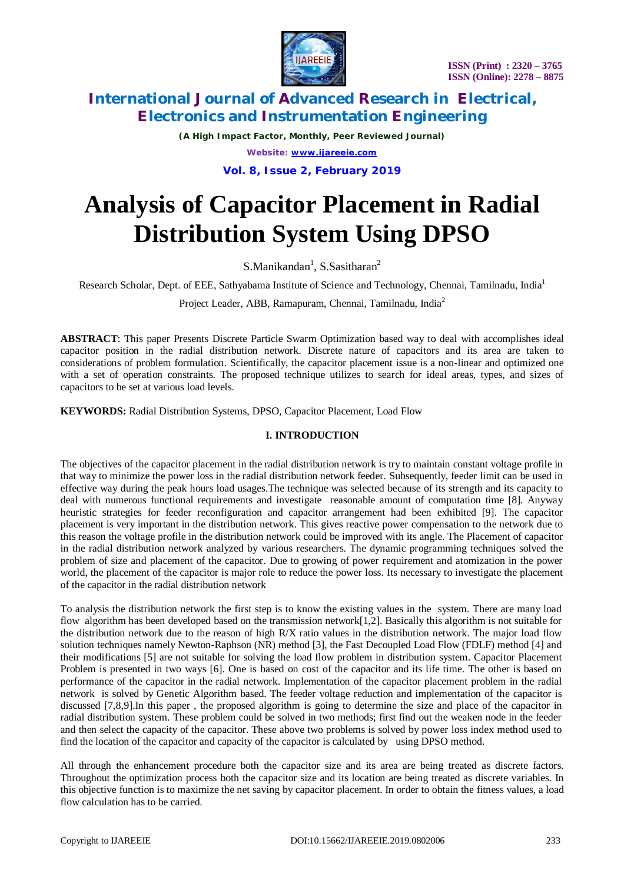# Analysis of Capacitor Placement in Radial Distribution System Using DPSO

S.Manikandan[1], S.Sasitharan[2]

Research Scholar, Dept. of EEE, Sathyabama Institute of Science and Technology, Chennai, Tamilnadu, India[1]

Project Leader, ABB, Ramapuram, Chennai, Tamilnadu, India[2]

**ABSTRACT**: This paper Presents Discrete Particle Swarm Optimization based way to deal with accomplishes ideal capacitor position in the radial distribution network. Discrete nature of capacitors and its area are taken to considerations of problem formulation. Scientifically, the capacitor placement issue is a non-linear and optimized one with a set of operation constraints. The proposed technique utilizes to search for ideal areas, types, and sizes of capacitors to be set at various load levels.

**KEYWORDS:** Radial Distribution Systems, DPSO, Capacitor Placement, Load Flow

## I. INTRODUCTION

The objectives of the capacitor placement in the radial distribution network is try to maintain constant voltage profile in that way to minimize the power loss in the radial distribution network feeder. Subsequently, feeder limit can be used in effective way during the peak hours load usages.The technique was selected because of its strength and its capacity to deal with numerous functional requirements and investigate reasonable amount of computation time [8]. Anyway heuristic strategies for feeder reconfiguration and capacitor arrangement had been exhibited [9]. The capacitor placement is very important in the distribution network. This gives reactive power compensation to the network due to this reason the voltage profile in the distribution network could be improved with its angle. The Placement of capacitor in the radial distribution network analyzed by various researchers. The dynamic programming techniques solved the problem of size and placement of the capacitor. Due to growing of power requirement and atomization in the power world, the placement of the capacitor is major role to reduce the power loss. Its necessary to investigate the placement of the capacitor in the radial distribution network

To analysis the distribution network the first step is to know the existing values in the system. There are many load flow algorithm has been developed based on the transmission network[1,2]. Basically this algorithm is not suitable for the distribution network due to the reason of high R/X ratio values in the distribution network. The major load flow solution techniques namely Newton-Raphson (NR) method [3], the Fast Decoupled Load Flow (FDLF) method [4] and their modifications [5] are not suitable for solving the load flow problem in distribution system. Capacitor Placement Problem is presented in two ways [6]. One is based on cost of the capacitor and its life time. The other is based on performance of the capacitor in the radial network. Implementation of the capacitor placement problem in the radial network is solved by Genetic Algorithm based. The feeder voltage reduction and implementation of the capacitor is discussed [7,8,9].In this paper , the proposed algorithm is going to determine the size and place of the capacitor in radial distribution system. These problem could be solved in two methods; first find out the weaken node in the feeder and then select the capacity of the capacitor. These above two problems is solved by power loss index method used to find the location of the capacitor and capacity of the capacitor is calculated by using DPSO method.

All through the enhancement procedure both the capacitor size and its area are being treated as discrete factors. Throughout the optimization process both the capacitor size and its location are being treated as discrete variables. In this objective function is to maximize the net saving by capacitor placement. In order to obtain the fitness values, a load flow calculation has to be carried.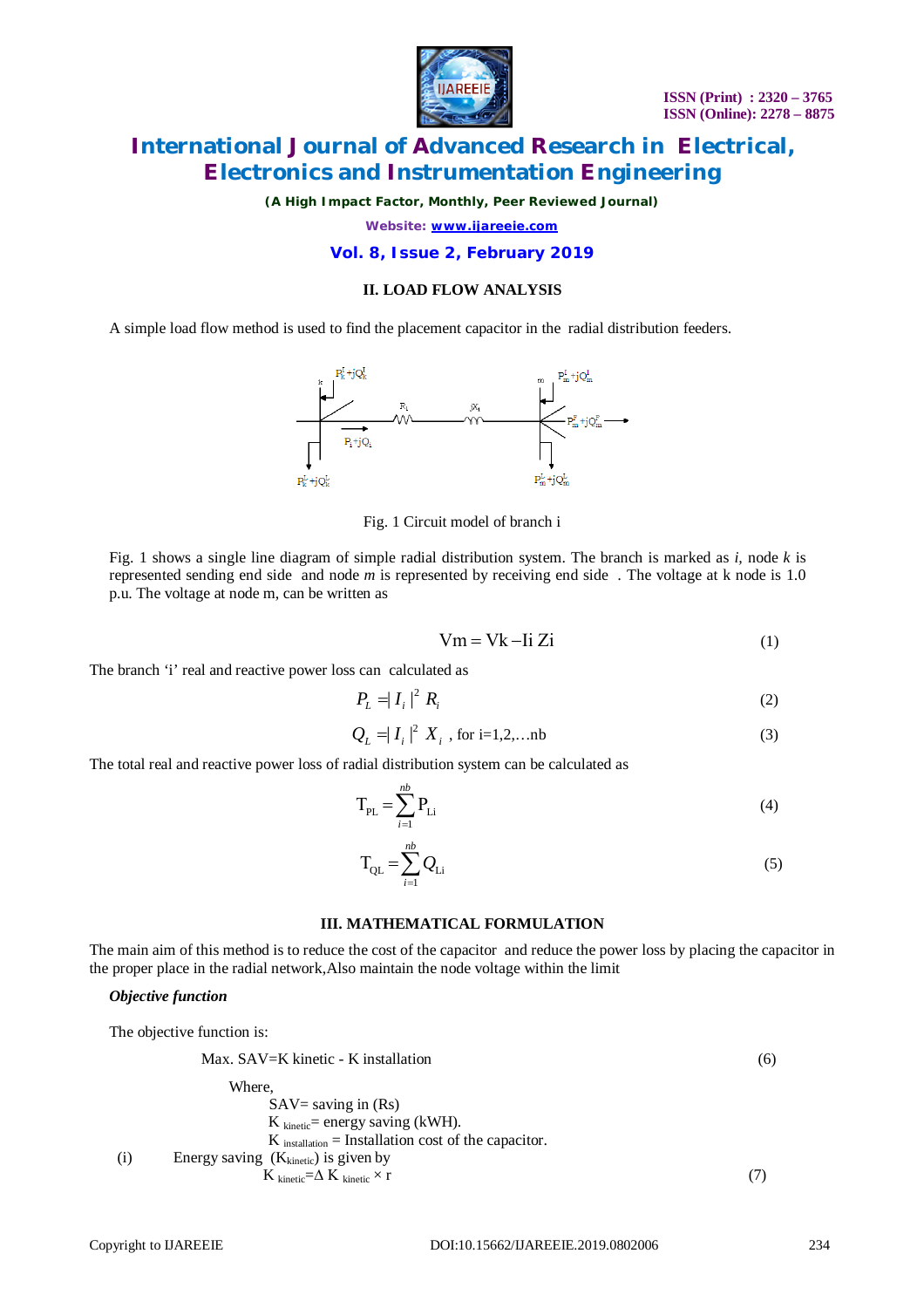## II. LOAD FLOW ANALYSIS

A simple load flow method is used to find the placement capacitor in the radial distribution feeders.

Fig. 1 Circuit model of branch i

Fig. 1 shows a single line diagram of simple radial distribution system. The branch is marked as *i*, node *k* is represented sending end side and node *m* is represented by receiving end side . The voltage at k node is 1.0 p.u. The voltage at node m, can be written as

$$Vm = Vk - Ii\ Zi \tag{1}$$

The branch 'i' real and reactive power loss can calculated as

$$P_L = |I_i|^2 R_i \tag{2}$$

$$Q_L = |I_i|^2 X_i \text{ , for i=1,2,...nb} \tag{3}$$

The total real and reactive power loss of radial distribution system can be calculated as

$$T_{PL} = \sum_{i=1}^{nb} P_{Li} \tag{4}$$

$$T_{QL} = \sum_{i=1}^{nb} Q_{Li} \tag{5}$$

## III. MATHEMATICAL FORMULATION

The main aim of this method is to reduce the cost of the capacitor and reduce the power loss by placing the capacitor in the proper place in the radial network,Also maintain the node voltage within the limit

***Objective function***

The objective function is:

$$\text{Max. SAV=K kinetic - K installation} \tag{6}$$

Where,

SAV= saving in (Rs)

$K_{kinetic}$= energy saving (kWH).

$K_{installation}$ = Installation cost of the capacitor.

(i) Energy saving ($K_{kinetic}$) is given by

$$K_{kinetic} = \Delta K_{kinetic} \times r \tag{7}$$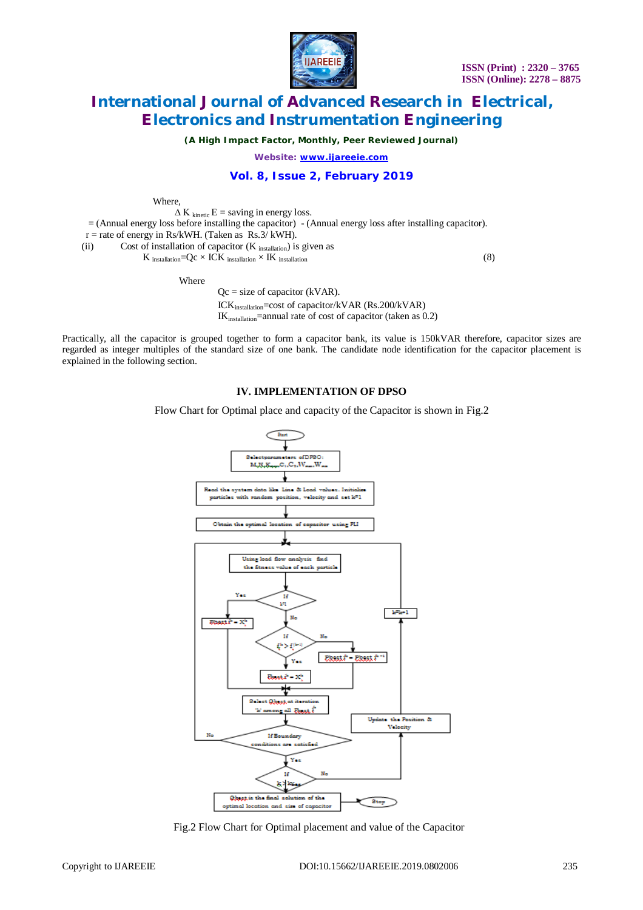Where,

$\Delta K_{kinetic} E$ = saving in energy loss.

= (Annual energy loss before installing the capacitor) - (Annual energy loss after installing capacitor).

r = rate of energy in Rs/kWH. (Taken as Rs.3/ kWH).

(ii) Cost of installation of capacitor ($K_{installation}$) is given as

$$K_{installation} = Qc \times ICK_{installation} \times IK_{installation} \quad (8)$$

Where

Qc = size of capacitor (kVAR).

$ICK_{installation}$=cost of capacitor/kVAR (Rs.200/kVAR)

$IK_{installation}$=annual rate of cost of capacitor (taken as 0.2)

Practically, all the capacitor is grouped together to form a capacitor bank, its value is 150kVAR therefore, capacitor sizes are regarded as integer multiples of the standard size of one bank. The candidate node identification for the capacitor placement is explained in the following section.

## IV. IMPLEMENTATION OF DPSO

Flow Chart for Optimal place and capacity of the Capacitor is shown in Fig.2

Fig.2 Flow Chart for Optimal placement and value of the Capacitor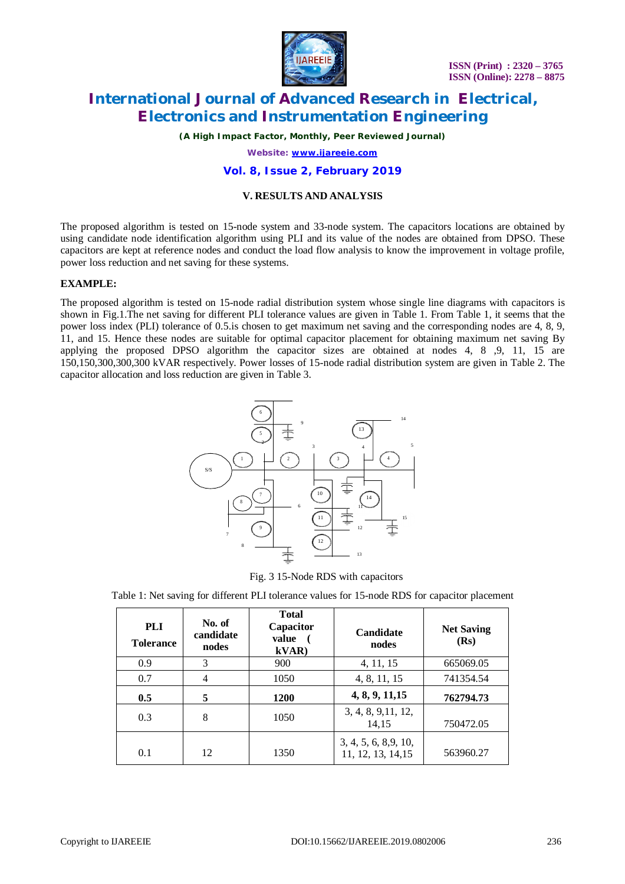## V. RESULTS AND ANALYSIS

The proposed algorithm is tested on 15-node system and 33-node system. The capacitors locations are obtained by using candidate node identification algorithm using PLI and its value of the nodes are obtained from DPSO. These capacitors are kept at reference nodes and conduct the load flow analysis to know the improvement in voltage profile, power loss reduction and net saving for these systems.

**EXAMPLE:**

The proposed algorithm is tested on 15-node radial distribution system whose single line diagrams with capacitors is shown in Fig.1.The net saving for different PLI tolerance values are given in Table 1. From Table 1, it seems that the power loss index (PLI) tolerance of 0.5.is chosen to get maximum net saving and the corresponding nodes are 4, 8, 9, 11, and 15. Hence these nodes are suitable for optimal capacitor placement for obtaining maximum net saving By applying the proposed DPSO algorithm the capacitor sizes are obtained at nodes 4, 8 ,9, 11, 15 are 150,150,300,300,300 kVAR respectively. Power losses of 15-node radial distribution system are given in Table 2. The capacitor allocation and loss reduction are given in Table 3.

Fig. 3 15-Node RDS with capacitors

Table 1: Net saving for different PLI tolerance values for 15-node RDS for capacitor placement

| PLI Tolerance | No. of candidate nodes | Total Capacitor value ( kVAR) | Candidate nodes | Net Saving (Rs) |
|---|---|---|---|---|
| 0.9 | 3 | 900 | 4, 11, 15 | 665069.05 |
| 0.7 | 4 | 1050 | 4, 8, 11, 15 | 741354.54 |
| **0.5** | **5** | **1200** | **4, 8, 9, 11,15** | **762794.73** |
| 0.3 | 8 | 1050 | 3, 4, 8, 9,11, 12, 14,15 | 750472.05 |
| 0.1 | 12 | 1350 | 3, 4, 5, 6, 8,9, 10, 11, 12, 13, 14,15 | 563960.27 |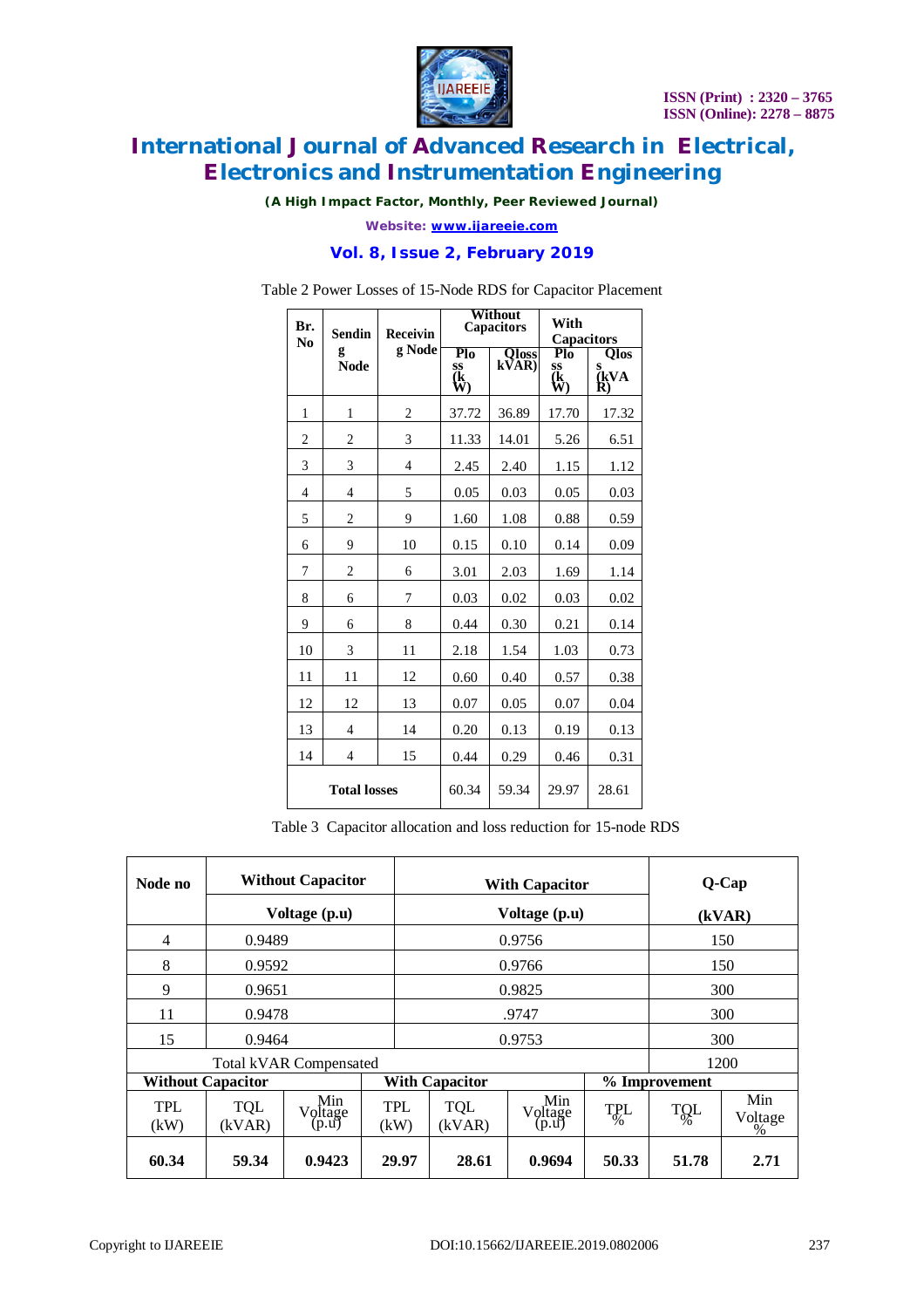Table 2 Power Losses of 15-Node RDS for Capacitor Placement

| Br. No | Sending Node | Receiving Node | Without Capacitors | | With Capacitors | |
|---|---|---|---|---|---|---|
| | | | Ploss (kW) | Qloss kVAR) | Ploss (kW) | Qloss (kVAR) |
| 1 | 1 | 2 | 37.72 | 36.89 | 17.70 | 17.32 |
| 2 | 2 | 3 | 11.33 | 14.01 | 5.26 | 6.51 |
| 3 | 3 | 4 | 2.45 | 2.40 | 1.15 | 1.12 |
| 4 | 4 | 5 | 0.05 | 0.03 | 0.05 | 0.03 |
| 5 | 2 | 9 | 1.60 | 1.08 | 0.88 | 0.59 |
| 6 | 9 | 10 | 0.15 | 0.10 | 0.14 | 0.09 |
| 7 | 2 | 6 | 3.01 | 2.03 | 1.69 | 1.14 |
| 8 | 6 | 7 | 0.03 | 0.02 | 0.03 | 0.02 |
| 9 | 6 | 8 | 0.44 | 0.30 | 0.21 | 0.14 |
| 10 | 3 | 11 | 2.18 | 1.54 | 1.03 | 0.73 |
| 11 | 11 | 12 | 0.60 | 0.40 | 0.57 | 0.38 |
| 12 | 12 | 13 | 0.07 | 0.05 | 0.07 | 0.04 |
| 13 | 4 | 14 | 0.20 | 0.13 | 0.19 | 0.13 |
| 14 | 4 | 15 | 0.44 | 0.29 | 0.46 | 0.31 |
| **Total losses** | | | 60.34 | 59.34 | 29.97 | 28.61 |

Table 3 Capacitor allocation and loss reduction for 15-node RDS

| Node no | Without Capacitor | With Capacitor | Q-Cap |
|---|---|---|---|
| | Voltage (p.u) | Voltage (p.u) | (kVAR) |
| 4 | 0.9489 | 0.9756 | 150 |
| 8 | 0.9592 | 0.9766 | 150 |
| 9 | 0.9651 | 0.9825 | 300 |
| 11 | 0.9478 | .9747 | 300 |
| 15 | 0.9464 | 0.9753 | 300 |
| Total kVAR Compensated | | | 1200 |

| **Without Capacitor** | | | **With Capacitor** | | | **% Improvement** | | |
|---|---|---|---|---|---|---|---|---|
| TPL (kW) | TQL (kVAR) | Min Voltage (p.u) | TPL (kW) | TQL (kVAR) | Min Voltage (p.u) | TPL % | TQL % | Min Voltage % |
| **60.34** | **59.34** | **0.9423** | **29.97** | **28.61** | **0.9694** | **50.33** | **51.78** | **2.71** |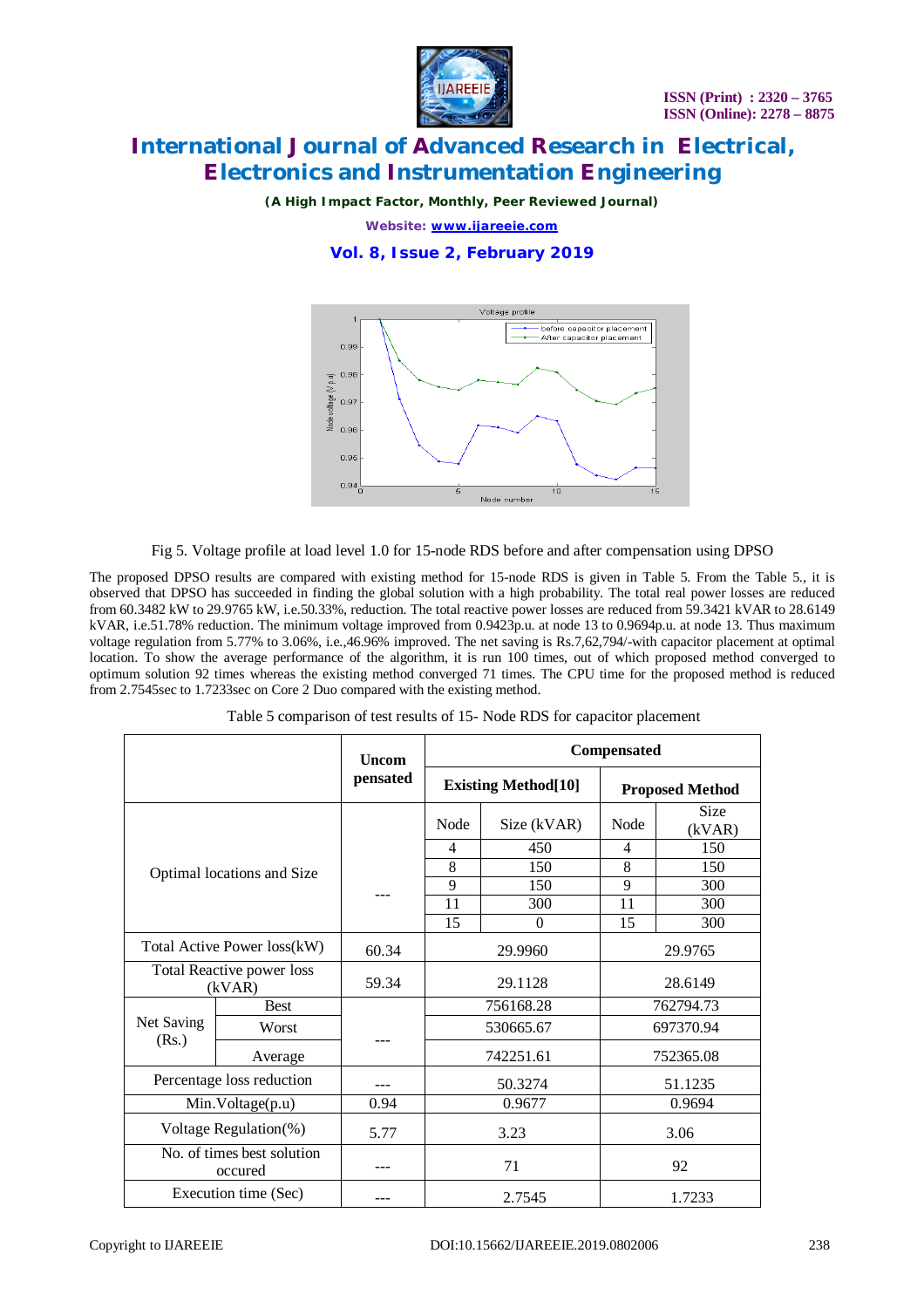Fig 5. Voltage profile at load level 1.0 for 15-node RDS before and after compensation using DPSO

The proposed DPSO results are compared with existing method for 15-node RDS is given in Table 5. From the Table 5., it is observed that DPSO has succeeded in finding the global solution with a high probability. The total real power losses are reduced from 60.3482 kW to 29.9765 kW, i.e.50.33%, reduction. The total reactive power losses are reduced from 59.3421 kVAR to 28.6149 kVAR, i.e.51.78% reduction. The minimum voltage improved from 0.9423p.u. at node 13 to 0.9694p.u. at node 13. Thus maximum voltage regulation from 5.77% to 3.06%, i.e.,46.96% improved. The net saving is Rs.7,62,794/-with capacitor placement at optimal location. To show the average performance of the algorithm, it is run 100 times, out of which proposed method converged to optimum solution 92 times whereas the existing method converged 71 times. The CPU time for the proposed method is reduced from 2.7545sec to 1.7233sec on Core 2 Duo compared with the existing method.

Table 5 comparison of test results of 15- Node RDS for capacitor placement

| | | Uncompensated | Compensated | | | |
|---|---|---|---|---|---|---|
| | | | Existing Method[10] | | Proposed Method | |
| Optimal locations and Size | | --- | Node | Size (kVAR) | Node | Size (kVAR) |
| | | | 4 | 450 | 4 | 150 |
| | | | 8 | 150 | 8 | 150 |
| | | | 9 | 150 | 9 | 300 |
| | | | 11 | 300 | 11 | 300 |
| | | | 15 | 0 | 15 | 300 |
| Total Active Power loss(kW) | | 60.34 | 29.9960 | | 29.9765 | |
| Total Reactive power loss (kVAR) | | 59.34 | 29.1128 | | 28.6149 | |
| Net Saving (Rs.) | Best | --- | 756168.28 | | 762794.73 | |
| | Worst | | 530665.67 | | 697370.94 | |
| | Average | | 742251.61 | | 752365.08 | |
| Percentage loss reduction | | --- | 50.3274 | | 51.1235 | |
| Min.Voltage(p.u) | | 0.94 | 0.9677 | | 0.9694 | |
| Voltage Regulation(%) | | 5.77 | 3.23 | | 3.06 | |
| No. of times best solution occured | | --- | 71 | | 92 | |
| Execution time (Sec) | | --- | 2.7545 | | 1.7233 | |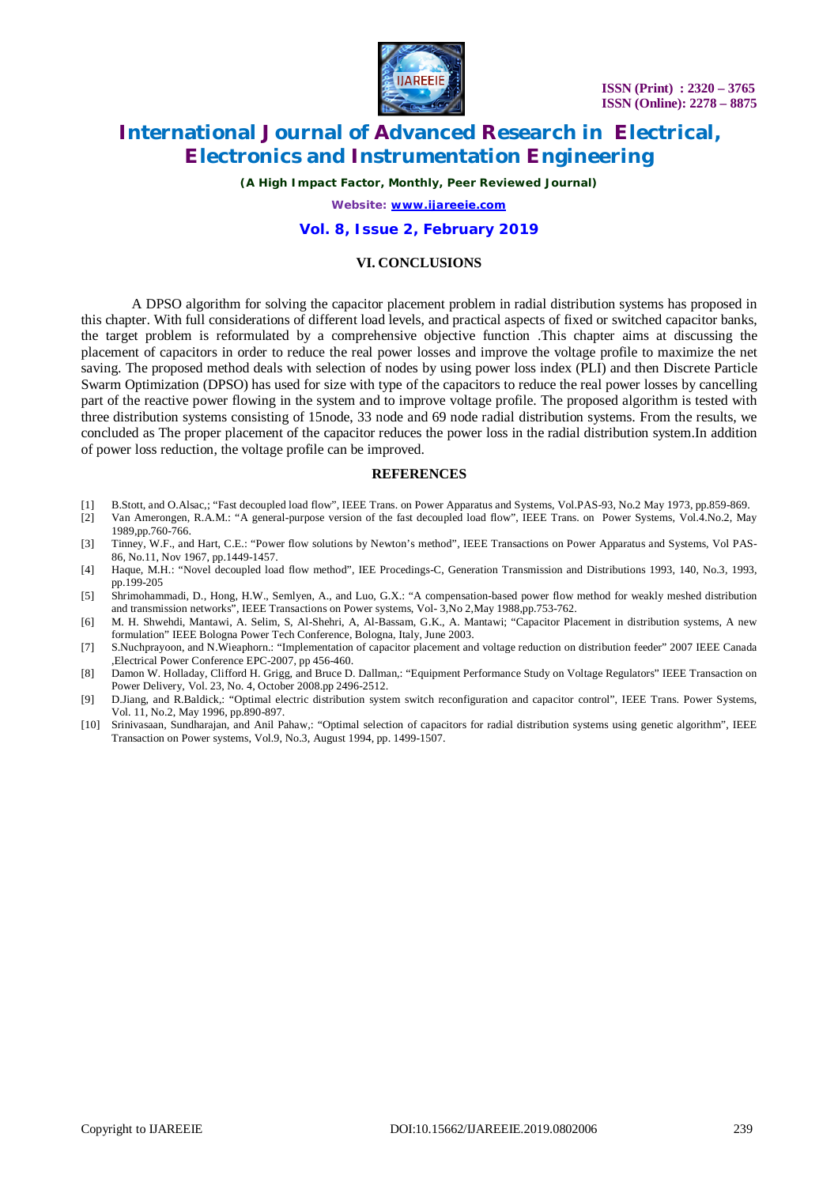## VI. CONCLUSIONS

A DPSO algorithm for solving the capacitor placement problem in radial distribution systems has proposed in this chapter. With full considerations of different load levels, and practical aspects of fixed or switched capacitor banks, the target problem is reformulated by a comprehensive objective function .This chapter aims at discussing the placement of capacitors in order to reduce the real power losses and improve the voltage profile to maximize the net saving. The proposed method deals with selection of nodes by using power loss index (PLI) and then Discrete Particle Swarm Optimization (DPSO) has used for size with type of the capacitors to reduce the real power losses by cancelling part of the reactive power flowing in the system and to improve voltage profile. The proposed algorithm is tested with three distribution systems consisting of 15node, 33 node and 69 node radial distribution systems. From the results, we concluded as The proper placement of the capacitor reduces the power loss in the radial distribution system.In addition of power loss reduction, the voltage profile can be improved.

## REFERENCES

[1] B.Stott, and O.Alsac,; "Fast decoupled load flow", IEEE Trans. on Power Apparatus and Systems, Vol.PAS-93, No.2 May 1973, pp.859-869.

[2] Van Amerongen, R.A.M.: "A general-purpose version of the fast decoupled load flow", IEEE Trans. on Power Systems, Vol.4.No.2, May 1989,pp.760-766.

[3] Tinney, W.F., and Hart, C.E.: "Power flow solutions by Newton's method", IEEE Transactions on Power Apparatus and Systems, Vol PAS-86, No.11, Nov 1967, pp.1449-1457.

[4] Haque, M.H.: "Novel decoupled load flow method", IEE Procedings-C, Generation Transmission and Distributions 1993, 140, No.3, 1993, pp.199-205

[5] Shrimohammadi, D., Hong, H.W., Semlyen, A., and Luo, G.X.: "A compensation-based power flow method for weakly meshed distribution and transmission networks", IEEE Transactions on Power systems, Vol- 3,No 2,May 1988,pp.753-762.

[6] M. H. Shwehdi, Mantawi, A. Selim, S, Al-Shehri, A, Al-Bassam, G.K., A. Mantawi; "Capacitor Placement in distribution systems, A new formulation" IEEE Bologna Power Tech Conference, Bologna, Italy, June 2003.

[7] S.Nuchprayoon, and N.Wieaphorn.: "Implementation of capacitor placement and voltage reduction on distribution feeder" 2007 IEEE Canada ,Electrical Power Conference EPC-2007, pp 456-460.

[8] Damon W. Holladay, Clifford H. Grigg, and Bruce D. Dallman,: "Equipment Performance Study on Voltage Regulators" IEEE Transaction on Power Delivery, Vol. 23, No. 4, October 2008.pp 2496-2512.

[9] D.Jiang, and R.Baldick,: "Optimal electric distribution system switch reconfiguration and capacitor control", IEEE Trans. Power Systems, Vol. 11, No.2, May 1996, pp.890-897.

[10] Srinivasaan, Sundharajan, and Anil Pahaw,: "Optimal selection of capacitors for radial distribution systems using genetic algorithm", IEEE Transaction on Power systems, Vol.9, No.3, August 1994, pp. 1499-1507.